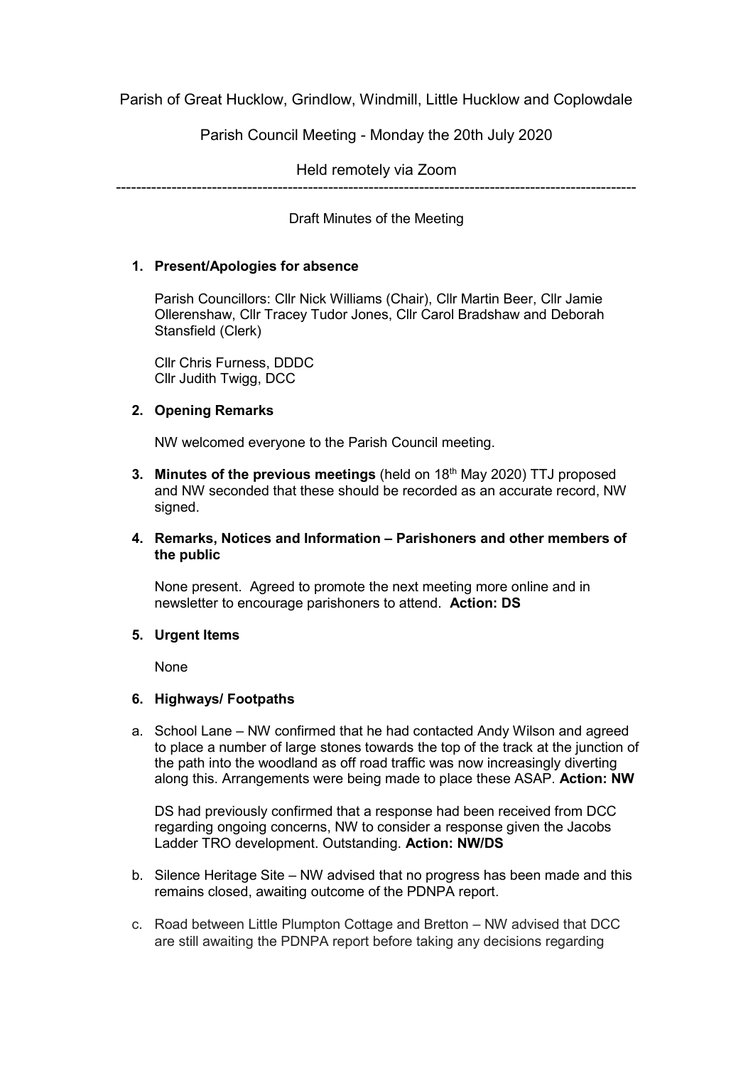Parish of Great Hucklow, Grindlow, Windmill, Little Hucklow and Coplowdale

Parish Council Meeting - Monday the 20th July 2020

Held remotely via Zoom

---

Draft Minutes of the Meeting

1. **Present/Apologies for absence**

   Parish Councillors: Cllr Nick Williams (Chair), Cllr Martin Beer, Cllr Jamie Ollerenshaw, Cllr Tracey Tudor Jones, Cllr Carol Bradshaw and Deborah Stansfield (Clerk)

   Cllr Chris Furness, DDDC
   Cllr Judith Twigg, DCC

2. **Opening Remarks**

   NW welcomed everyone to the Parish Council meeting.

3. **Minutes of the previous meetings** (held on 18th May 2020) TTJ proposed and NW seconded that these should be recorded as an accurate record, NW signed.

4. **Remarks, Notices and Information – Parishoners and other members of the public**

   None present. Agreed to promote the next meeting more online and in newsletter to encourage parishoners to attend. **Action: DS**

5. **Urgent Items**

   None

6. **Highways/ Footpaths**

a. School Lane – NW confirmed that he had contacted Andy Wilson and agreed to place a number of large stones towards the top of the track at the junction of the path into the woodland as off road traffic was now increasingly diverting along this. Arrangements were being made to place these ASAP. **Action: NW**

   DS had previously confirmed that a response had been received from DCC regarding ongoing concerns, NW to consider a response given the Jacobs Ladder TRO development. Outstanding. **Action: NW/DS**

b. Silence Heritage Site – NW advised that no progress has been made and this remains closed, awaiting outcome of the PDNPA report.

c. Road between Little Plumpton Cottage and Bretton – NW advised that DCC are still awaiting the PDNPA report before taking any decisions regarding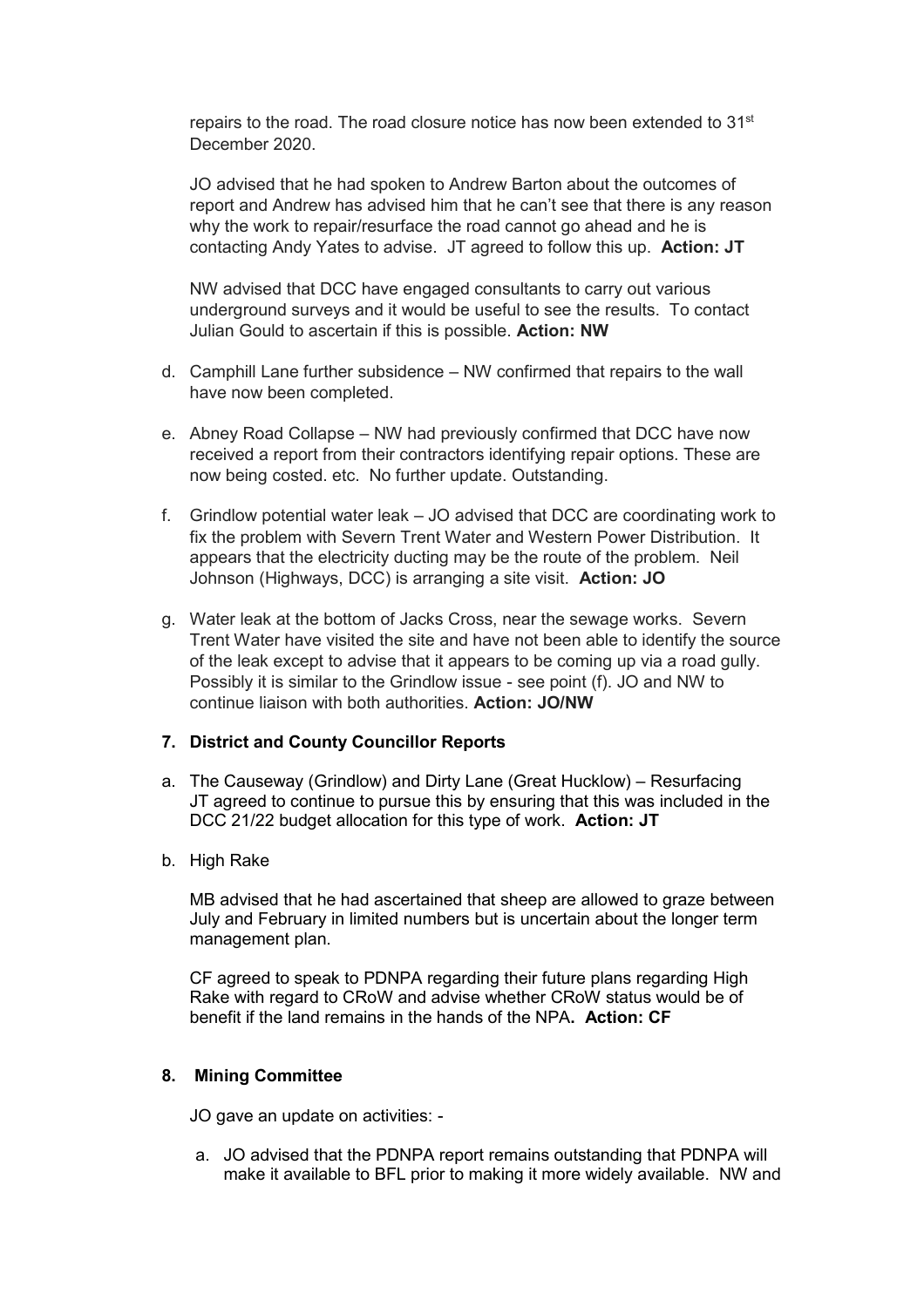repairs to the road. The road closure notice has now been extended to 31st December 2020.

JO advised that he had spoken to Andrew Barton about the outcomes of report and Andrew has advised him that he can't see that there is any reason why the work to repair/resurface the road cannot go ahead and he is contacting Andy Yates to advise. JT agreed to follow this up. **Action: JT**

NW advised that DCC have engaged consultants to carry out various underground surveys and it would be useful to see the results. To contact Julian Gould to ascertain if this is possible. **Action: NW**

d. Camphill Lane further subsidence – NW confirmed that repairs to the wall have now been completed.

e. Abney Road Collapse – NW had previously confirmed that DCC have now received a report from their contractors identifying repair options. These are now being costed. etc. No further update. Outstanding.

f. Grindlow potential water leak – JO advised that DCC are coordinating work to fix the problem with Severn Trent Water and Western Power Distribution. It appears that the electricity ducting may be the route of the problem. Neil Johnson (Highways, DCC) is arranging a site visit. **Action: JO**

g. Water leak at the bottom of Jacks Cross, near the sewage works. Severn Trent Water have visited the site and have not been able to identify the source of the leak except to advise that it appears to be coming up via a road gully. Possibly it is similar to the Grindlow issue - see point (f). JO and NW to continue liaison with both authorities. **Action: JO/NW**

### 7. District and County Councillor Reports

a. The Causeway (Grindlow) and Dirty Lane (Great Hucklow) – Resurfacing
JT agreed to continue to pursue this by ensuring that this was included in the DCC 21/22 budget allocation for this type of work. **Action: JT**

b. High Rake

MB advised that he had ascertained that sheep are allowed to graze between July and February in limited numbers but is uncertain about the longer term management plan.

CF agreed to speak to PDNPA regarding their future plans regarding High Rake with regard to CRoW and advise whether CRoW status would be of benefit if the land remains in the hands of the NPA**. Action: CF**

### 8. Mining Committee

JO gave an update on activities: -

a. JO advised that the PDNPA report remains outstanding that PDNPA will make it available to BFL prior to making it more widely available. NW and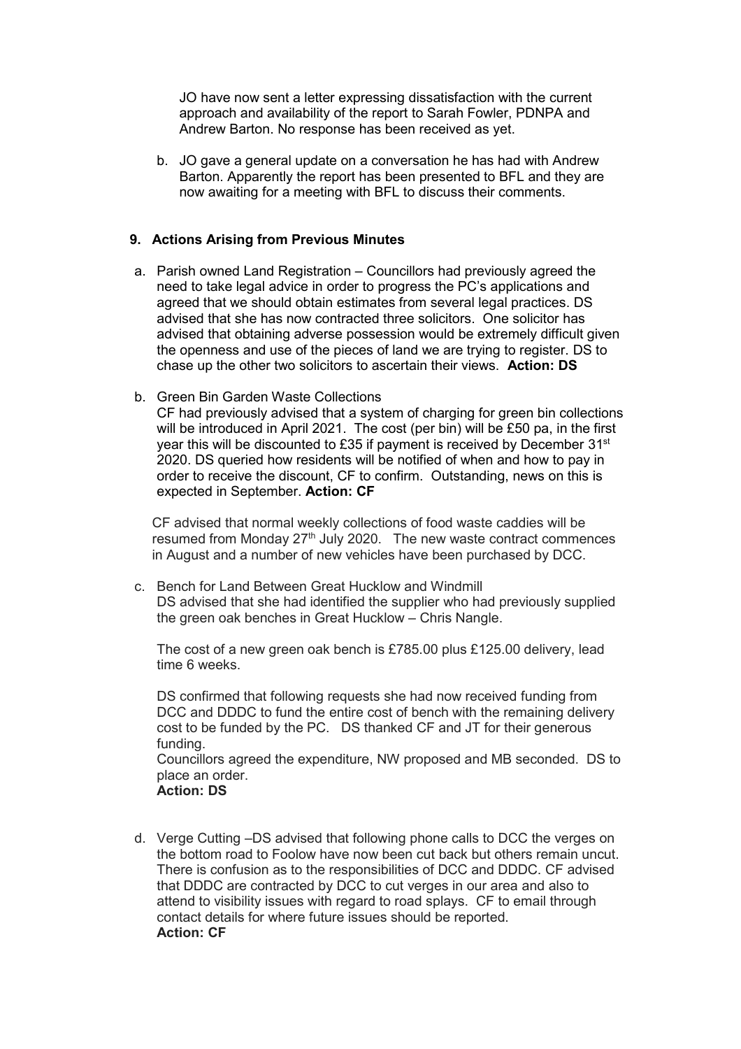JO have now sent a letter expressing dissatisfaction with the current approach and availability of the report to Sarah Fowler, PDNPA and Andrew Barton. No response has been received as yet.

b. JO gave a general update on a conversation he has had with Andrew Barton. Apparently the report has been presented to BFL and they are now awaiting for a meeting with BFL to discuss their comments.

## 9. Actions Arising from Previous Minutes

a. Parish owned Land Registration – Councillors had previously agreed the need to take legal advice in order to progress the PC's applications and agreed that we should obtain estimates from several legal practices. DS advised that she has now contracted three solicitors. One solicitor has advised that obtaining adverse possession would be extremely difficult given the openness and use of the pieces of land we are trying to register. DS to chase up the other two solicitors to ascertain their views. **Action: DS**

b. Green Bin Garden Waste Collections
CF had previously advised that a system of charging for green bin collections will be introduced in April 2021. The cost (per bin) will be £50 pa, in the first year this will be discounted to £35 if payment is received by December 31st 2020. DS queried how residents will be notified of when and how to pay in order to receive the discount, CF to confirm. Outstanding, news on this is expected in September. **Action: CF**

CF advised that normal weekly collections of food waste caddies will be resumed from Monday 27th July 2020. The new waste contract commences in August and a number of new vehicles have been purchased by DCC.

c. Bench for Land Between Great Hucklow and Windmill
DS advised that she had identified the supplier who had previously supplied the green oak benches in Great Hucklow – Chris Nangle.

The cost of a new green oak bench is £785.00 plus £125.00 delivery, lead time 6 weeks.

DS confirmed that following requests she had now received funding from DCC and DDDC to fund the entire cost of bench with the remaining delivery cost to be funded by the PC. DS thanked CF and JT for their generous funding.
Councillors agreed the expenditure, NW proposed and MB seconded. DS to place an order.
**Action: DS**

d. Verge Cutting –DS advised that following phone calls to DCC the verges on the bottom road to Foolow have now been cut back but others remain uncut. There is confusion as to the responsibilities of DCC and DDDC. CF advised that DDDC are contracted by DCC to cut verges in our area and also to attend to visibility issues with regard to road splays. CF to email through contact details for where future issues should be reported.
**Action: CF**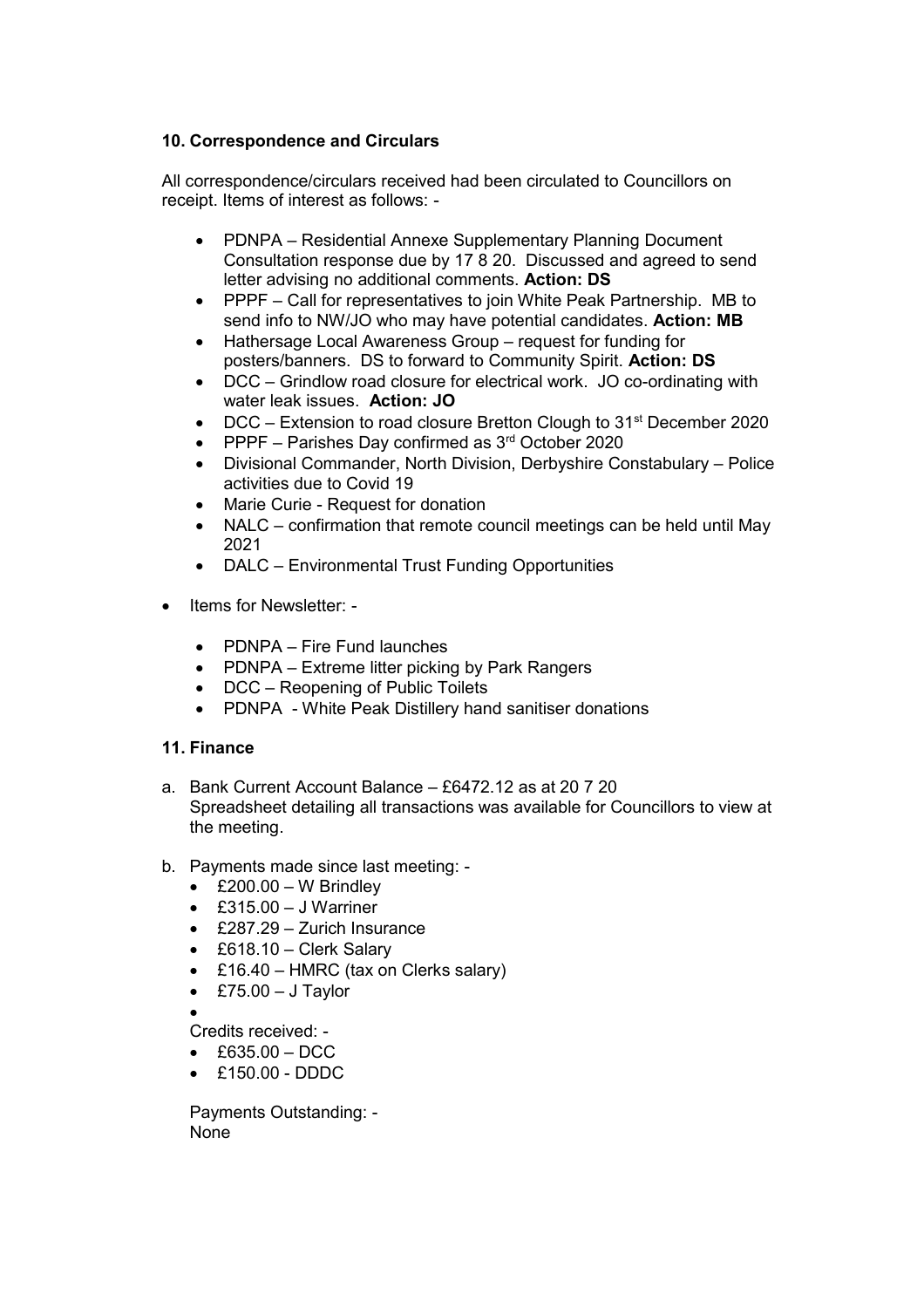### 10. Correspondence and Circulars

All correspondence/circulars received had been circulated to Councillors on receipt. Items of interest as follows: -

- PDNPA – Residential Annexe Supplementary Planning Document Consultation response due by 17 8 20. Discussed and agreed to send letter advising no additional comments. **Action: DS**
- PPPF – Call for representatives to join White Peak Partnership. MB to send info to NW/JO who may have potential candidates. **Action: MB**
- Hathersage Local Awareness Group – request for funding for posters/banners. DS to forward to Community Spirit. **Action: DS**
- DCC – Grindlow road closure for electrical work. JO co-ordinating with water leak issues. **Action: JO**
- DCC – Extension to road closure Bretton Clough to 31st December 2020
- PPPF – Parishes Day confirmed as 3rd October 2020
- Divisional Commander, North Division, Derbyshire Constabulary – Police activities due to Covid 19
- Marie Curie - Request for donation
- NALC – confirmation that remote council meetings can be held until May 2021
- DALC – Environmental Trust Funding Opportunities

- Items for Newsletter: -
  - PDNPA – Fire Fund launches
  - PDNPA – Extreme litter picking by Park Rangers
  - DCC – Reopening of Public Toilets
  - PDNPA - White Peak Distillery hand sanitiser donations

### 11. Finance

a. Bank Current Account Balance – £6472.12 as at 20 7 20
   Spreadsheet detailing all transactions was available for Councillors to view at the meeting.

b. Payments made since last meeting: -
   - £200.00 – W Brindley
   - £315.00 – J Warriner
   - £287.29 – Zurich Insurance
   - £618.10 – Clerk Salary
   - £16.40 – HMRC (tax on Clerks salary)
   - £75.00 – J Taylor
   - 

   Credits received: -
   - £635.00 – DCC
   - £150.00 - DDDC

   Payments Outstanding: -
   None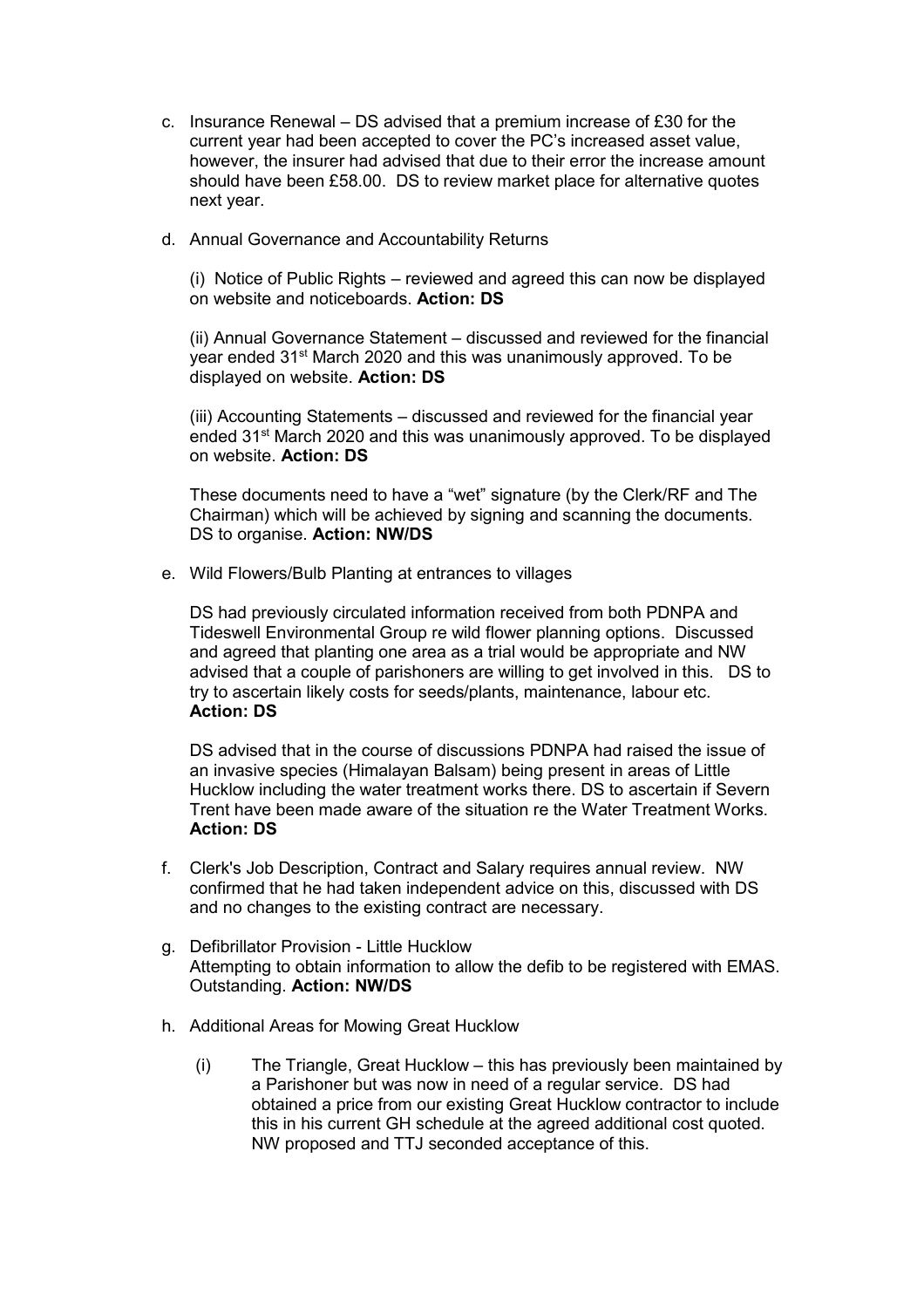c. Insurance Renewal – DS advised that a premium increase of £30 for the current year had been accepted to cover the PC's increased asset value, however, the insurer had advised that due to their error the increase amount should have been £58.00. DS to review market place for alternative quotes next year.

d. Annual Governance and Accountability Returns

   (i) Notice of Public Rights – reviewed and agreed this can now be displayed on website and noticeboards. **Action: DS**

   (ii) Annual Governance Statement – discussed and reviewed for the financial year ended 31st March 2020 and this was unanimously approved. To be displayed on website. **Action: DS**

   (iii) Accounting Statements – discussed and reviewed for the financial year ended 31st March 2020 and this was unanimously approved. To be displayed on website. **Action: DS**

   These documents need to have a "wet" signature (by the Clerk/RF and The Chairman) which will be achieved by signing and scanning the documents. DS to organise. **Action: NW/DS**

e. Wild Flowers/Bulb Planting at entrances to villages

   DS had previously circulated information received from both PDNPA and Tideswell Environmental Group re wild flower planning options. Discussed and agreed that planting one area as a trial would be appropriate and NW advised that a couple of parishoners are willing to get involved in this. DS to try to ascertain likely costs for seeds/plants, maintenance, labour etc. **Action: DS**

   DS advised that in the course of discussions PDNPA had raised the issue of an invasive species (Himalayan Balsam) being present in areas of Little Hucklow including the water treatment works there. DS to ascertain if Severn Trent have been made aware of the situation re the Water Treatment Works. **Action: DS**

f. Clerk's Job Description, Contract and Salary requires annual review. NW confirmed that he had taken independent advice on this, discussed with DS and no changes to the existing contract are necessary.

g. Defibrillator Provision - Little Hucklow
   Attempting to obtain information to allow the defib to be registered with EMAS. Outstanding. **Action: NW/DS**

h. Additional Areas for Mowing Great Hucklow

   (i) The Triangle, Great Hucklow – this has previously been maintained by a Parishoner but was now in need of a regular service. DS had obtained a price from our existing Great Hucklow contractor to include this in his current GH schedule at the agreed additional cost quoted. NW proposed and TTJ seconded acceptance of this.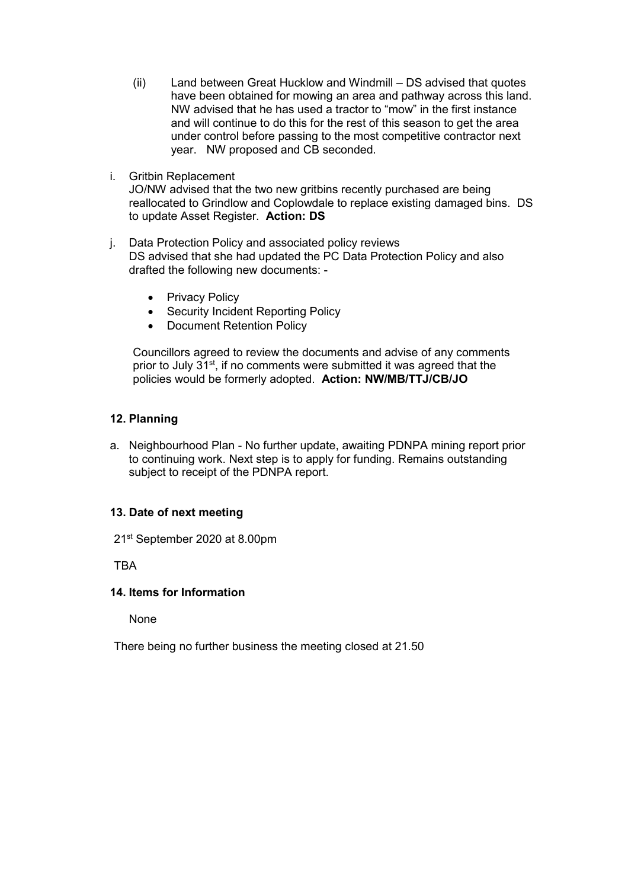(ii) Land between Great Hucklow and Windmill – DS advised that quotes have been obtained for mowing an area and pathway across this land. NW advised that he has used a tractor to "mow" in the first instance and will continue to do this for the rest of this season to get the area under control before passing to the most competitive contractor next year. NW proposed and CB seconded.

i. Gritbin Replacement
JO/NW advised that the two new gritbins recently purchased are being reallocated to Grindlow and Coplowdale to replace existing damaged bins. DS to update Asset Register. **Action: DS**

j. Data Protection Policy and associated policy reviews
DS advised that she had updated the PC Data Protection Policy and also drafted the following new documents: -

- Privacy Policy
- Security Incident Reporting Policy
- Document Retention Policy

Councillors agreed to review the documents and advise of any comments prior to July 31st, if no comments were submitted it was agreed that the policies would be formerly adopted. **Action: NW/MB/TTJ/CB/JO**

**12. Planning**

a. Neighbourhood Plan - No further update, awaiting PDNPA mining report prior to continuing work. Next step is to apply for funding. Remains outstanding subject to receipt of the PDNPA report.

**13. Date of next meeting**

21st September 2020 at 8.00pm

TBA

**14. Items for Information**

None

There being no further business the meeting closed at 21.50